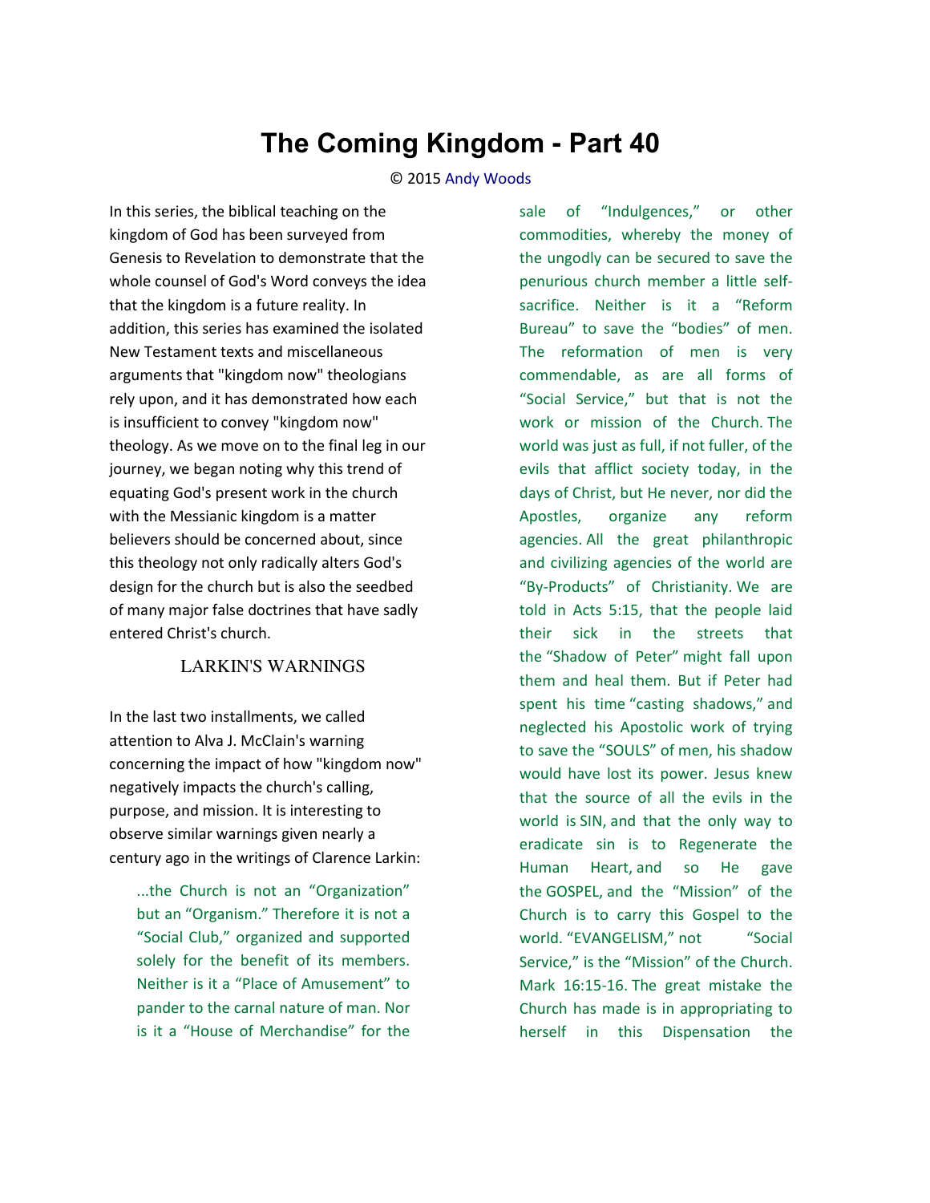# The Coming Kingdom - Part 40

© 2015 Andy Woods

In this series, the biblical teaching on the kingdom of God has been surveyed from Genesis to Revelation to demonstrate that the whole counsel of God's Word conveys the idea that the kingdom is a future reality. In addition, this series has examined the isolated New Testament texts and miscellaneous arguments that "kingdom now" theologians rely upon, and it has demonstrated how each is insufficient to convey "kingdom now" theology. As we move on to the final leg in our journey, we began noting why this trend of equating God's present work in the church with the Messianic kingdom is a matter believers should be concerned about, since this theology not only radically alters God's design for the church but is also the seedbed of many major false doctrines that have sadly entered Christ's church.

## LARKIN'S WARNINGS

In the last two installments, we called attention to Alva J. McClain's warning concerning the impact of how "kingdom now" negatively impacts the church's calling, purpose, and mission. It is interesting to observe similar warnings given nearly a century ago in the writings of Clarence Larkin:

> ...the Church is not an "Organization" but an "Organism." Therefore it is not a "Social Club," organized and supported solely for the benefit of its members. Neither is it a "Place of Amusement" to pander to the carnal nature of man. Nor is it a "House of Merchandise" for the sale of "Indulgences," or other commodities, whereby the money of the ungodly can be secured to save the penurious church member a little self-sacrifice. Neither is it a "Reform Bureau" to save the "bodies" of men. The reformation of men is very commendable, as are all forms of "Social Service," but that is not the work or mission of the Church. The world was just as full, if not fuller, of the evils that afflict society today, in the days of Christ, but He never, nor did the Apostles, organize any reform agencies. All the great philanthropic and civilizing agencies of the world are "By-Products" of Christianity. We are told in Acts 5:15, that the people laid their sick in the streets that the "Shadow of Peter" might fall upon them and heal them. But if Peter had spent his time "casting shadows," and neglected his Apostolic work of trying to save the "SOULS" of men, his shadow would have lost its power. Jesus knew that the source of all the evils in the world is SIN, and that the only way to eradicate sin is to Regenerate the Human Heart, and so He gave the GOSPEL, and the "Mission" of the Church is to carry this Gospel to the world. "EVANGELISM," not "Social Service," is the "Mission" of the Church. Mark 16:15-16. The great mistake the Church has made is in appropriating to herself in this Dispensation the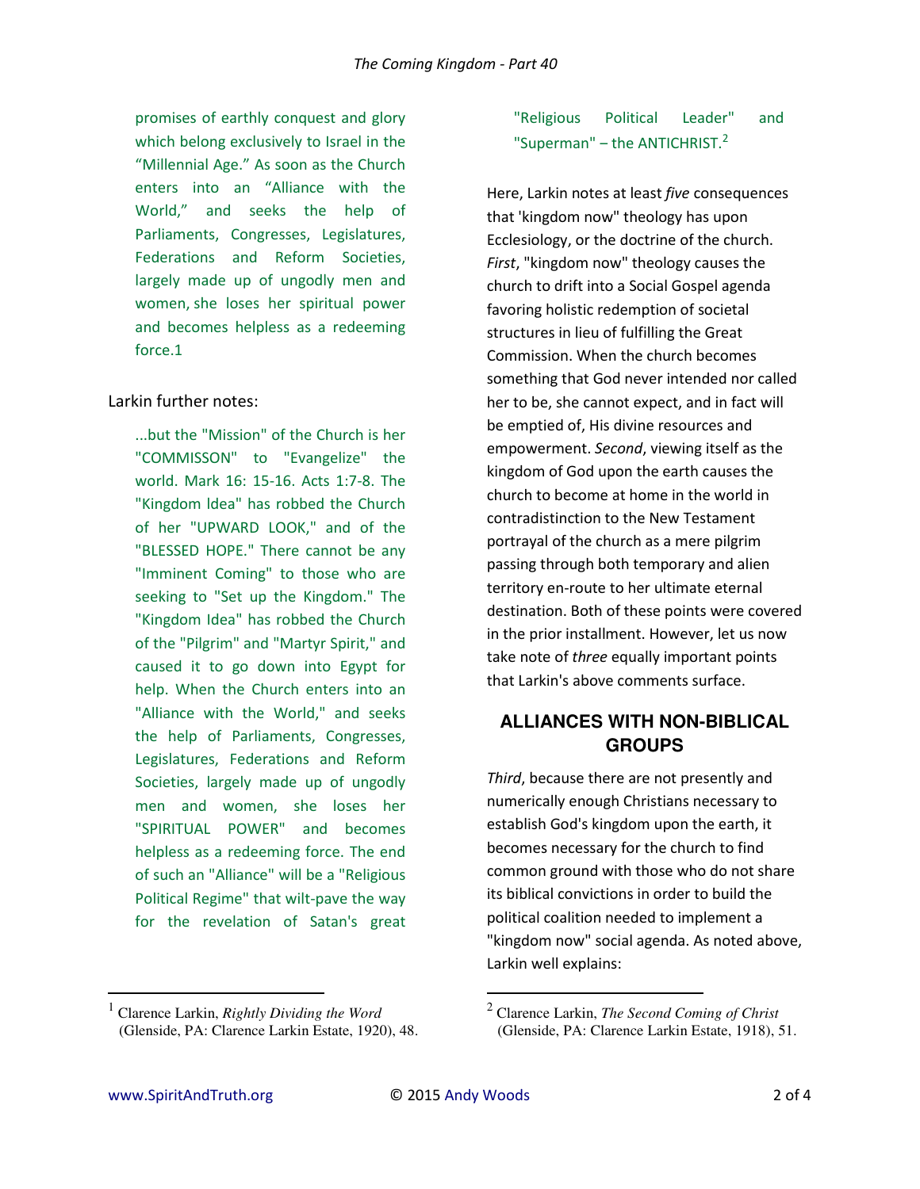> promises of earthly conquest and glory which belong exclusively to Israel in the "Millennial Age." As soon as the Church enters into an "Alliance with the World," and seeks the help of Parliaments, Congresses, Legislatures, Federations and Reform Societies, largely made up of ungodly men and women, she loses her spiritual power and becomes helpless as a redeeming force.1

Larkin further notes:

> ...but the "Mission" of the Church is her "COMMISSON" to "Evangelize" the world. Mark 16: 15-16. Acts 1:7-8. The "Kingdom ldea" has robbed the Church of her "UPWARD LOOK," and of the "BLESSED HOPE." There cannot be any "Imminent Coming" to those who are seeking to "Set up the Kingdom." The "Kingdom Idea" has robbed the Church of the "Pilgrim" and "Martyr Spirit," and caused it to go down into Egypt for help. When the Church enters into an "Alliance with the World," and seeks the help of Parliaments, Congresses, Legislatures, Federations and Reform Societies, largely made up of ungodly men and women, she loses her "SPIRITUAL POWER" and becomes helpless as a redeeming force. The end of such an "Alliance" will be a "Religious Political Regime" that wilt-pave the way for the revelation of Satan's great "Religious Political Leader" and "Superman" – the ANTICHRIST.[2]

Here, Larkin notes at least *five* consequences that 'kingdom now" theology has upon Ecclesiology, or the doctrine of the church. *First*, "kingdom now" theology causes the church to drift into a Social Gospel agenda favoring holistic redemption of societal structures in lieu of fulfilling the Great Commission. When the church becomes something that God never intended nor called her to be, she cannot expect, and in fact will be emptied of, His divine resources and empowerment. *Second*, viewing itself as the kingdom of God upon the earth causes the church to become at home in the world in contradistinction to the New Testament portrayal of the church as a mere pilgrim passing through both temporary and alien territory en-route to her ultimate eternal destination. Both of these points were covered in the prior installment. However, let us now take note of *three* equally important points that Larkin's above comments surface.

## ALLIANCES WITH NON-BIBLICAL GROUPS

*Third*, because there are not presently and numerically enough Christians necessary to establish God's kingdom upon the earth, it becomes necessary for the church to find common ground with those who do not share its biblical convictions in order to build the political coalition needed to implement a "kingdom now" social agenda. As noted above, Larkin well explains:

---

[1] Clarence Larkin, *Rightly Dividing the Word* (Glenside, PA: Clarence Larkin Estate, 1920), 48.

[2] Clarence Larkin, *The Second Coming of Christ* (Glenside, PA: Clarence Larkin Estate, 1918), 51.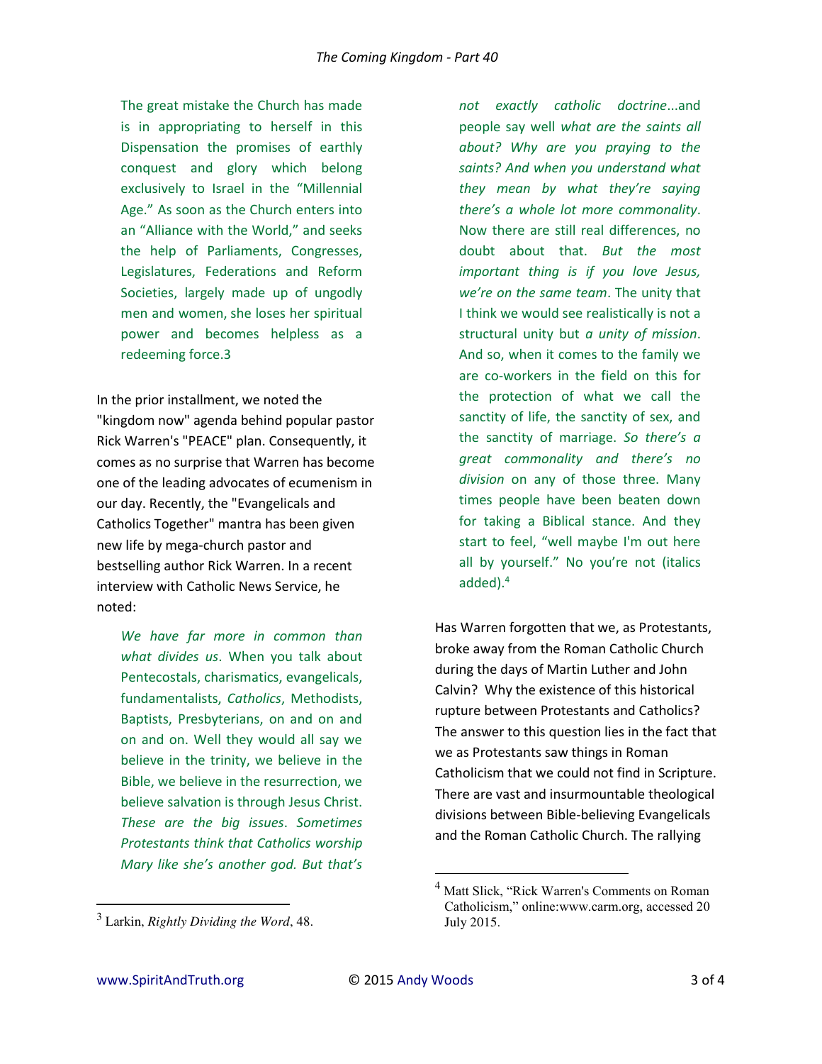> The great mistake the Church has made is in appropriating to herself in this Dispensation the promises of earthly conquest and glory which belong exclusively to Israel in the "Millennial Age." As soon as the Church enters into an "Alliance with the World," and seeks the help of Parliaments, Congresses, Legislatures, Federations and Reform Societies, largely made up of ungodly men and women, she loses her spiritual power and becomes helpless as a redeeming force.[3]

In the prior installment, we noted the "kingdom now" agenda behind popular pastor Rick Warren's "PEACE" plan. Consequently, it comes as no surprise that Warren has become one of the leading advocates of ecumenism in our day. Recently, the "Evangelicals and Catholics Together" mantra has been given new life by mega-church pastor and bestselling author Rick Warren. In a recent interview with Catholic News Service, he noted:

> *We have far more in common than what divides us*. When you talk about Pentecostals, charismatics, evangelicals, fundamentalists, *Catholics*, Methodists, Baptists, Presbyterians, on and on and on and on. Well they would all say we believe in the trinity, we believe in the Bible, we believe in the resurrection, we believe salvation is through Jesus Christ. *These are the big issues*. *Sometimes Protestants think that Catholics worship Mary like she's another god. But that's not exactly catholic doctrine*...and people say well *what are the saints all about? Why are you praying to the saints? And when you understand what they mean by what they're saying there's a whole lot more commonality*. Now there are still real differences, no doubt about that. *But the most important thing is if you love Jesus, we're on the same team*. The unity that I think we would see realistically is not a structural unity but *a unity of mission*. And so, when it comes to the family we are co-workers in the field on this for the protection of what we call the sanctity of life, the sanctity of sex, and the sanctity of marriage. *So there's a great commonality and there's no division* on any of those three. Many times people have been beaten down for taking a Biblical stance. And they start to feel, "well maybe I'm out here all by yourself." No you're not (italics added).[4]

Has Warren forgotten that we, as Protestants, broke away from the Roman Catholic Church during the days of Martin Luther and John Calvin? Why the existence of this historical rupture between Protestants and Catholics? The answer to this question lies in the fact that we as Protestants saw things in Roman Catholicism that we could not find in Scripture. There are vast and insurmountable theological divisions between Bible-believing Evangelicals and the Roman Catholic Church. The rallying

---

[3] Larkin, *Rightly Dividing the Word*, 48.

[4] Matt Slick, "Rick Warren's Comments on Roman Catholicism," online:www.carm.org, accessed 20 July 2015.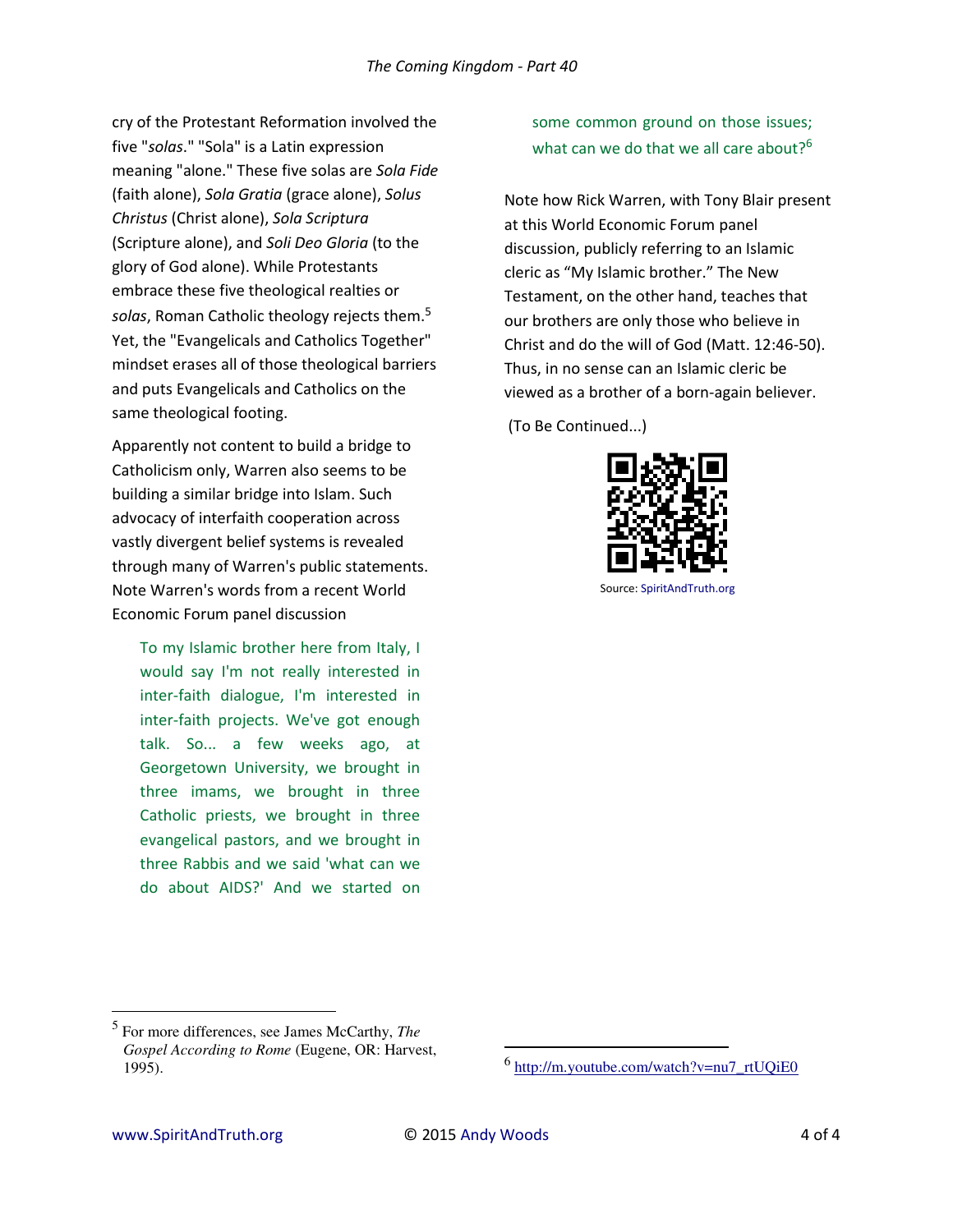cry of the Protestant Reformation involved the five "*solas*." "Sola" is a Latin expression meaning "alone." These five solas are *Sola Fide* (faith alone), *Sola Gratia* (grace alone), *Solus Christus* (Christ alone), *Sola Scriptura* (Scripture alone), and *Soli Deo Gloria* (to the glory of God alone). While Protestants embrace these five theological realties or *solas*, Roman Catholic theology rejects them.[5] Yet, the "Evangelicals and Catholics Together" mindset erases all of those theological barriers and puts Evangelicals and Catholics on the same theological footing.

Apparently not content to build a bridge to Catholicism only, Warren also seems to be building a similar bridge into Islam. Such advocacy of interfaith cooperation across vastly divergent belief systems is revealed through many of Warren's public statements. Note Warren's words from a recent World Economic Forum panel discussion

> To my Islamic brother here from Italy, I would say I'm not really interested in inter-faith dialogue, I'm interested in inter-faith projects. We've got enough talk. So... a few weeks ago, at Georgetown University, we brought in three imams, we brought in three Catholic priests, we brought in three evangelical pastors, and we brought in three Rabbis and we said 'what can we do about AIDS?' And we started on some common ground on those issues; what can we do that we all care about?[6]

Note how Rick Warren, with Tony Blair present at this World Economic Forum panel discussion, publicly referring to an Islamic cleric as "My Islamic brother." The New Testament, on the other hand, teaches that our brothers are only those who believe in Christ and do the will of God (Matt. 12:46-50). Thus, in no sense can an Islamic cleric be viewed as a brother of a born-again believer.

(To Be Continued...)

Source: SpiritAndTruth.org

---

[5] For more differences, see James McCarthy, *The Gospel According to Rome* (Eugene, OR: Harvest, 1995).

[6] http://m.youtube.com/watch?v=nu7_rtUQiE0